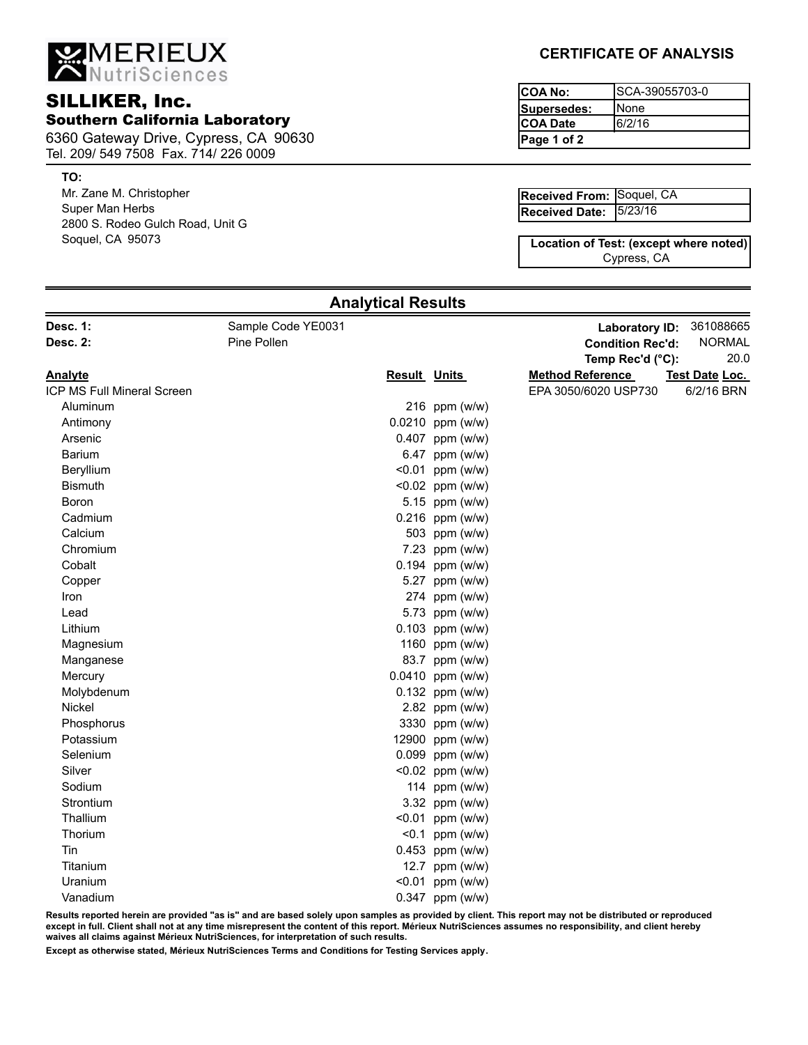**MERIEUX NutriSciences**

## SILLIKER, Inc.

### Southern California Laboratory

6360 Gateway Drive, Cypress, CA 90630
Tel. 209/ 549 7508 Fax. 714/ 226 0009

## CERTIFICATE OF ANALYSIS

| COA No: | SCA-39055703-0 |
|---|---|
| Supersedes: | None |
| COA Date | 6/2/16 |
| Page 1 of 2 | |

**TO:**
Mr. Zane M. Christopher
Super Man Herbs
2800 S. Rodeo Gulch Road, Unit G
Soquel, CA 95073

| Received From: | Soquel, CA |
|---|---|
| Received Date: | 5/23/16 |

**Location of Test: (except where noted)**
Cypress, CA

## Analytical Results

**Desc. 1:** Sample Code YE0031 — **Laboratory ID:** 361088665
**Desc. 2:** Pine Pollen — **Condition Rec'd:** NORMAL
**Temp Rec'd (°C):** 20.0

| Analyte | Result | Units | Method Reference | Test Date | Loc. |
|---|---|---|---|---|---|
| ICP MS Full Mineral Screen | | | EPA 3050/6020 USP730 | 6/2/16 | BRN |
| Aluminum | 216 | ppm (w/w) | | | |
| Antimony | 0.0210 | ppm (w/w) | | | |
| Arsenic | 0.407 | ppm (w/w) | | | |
| Barium | 6.47 | ppm (w/w) | | | |
| Beryllium | <0.01 | ppm (w/w) | | | |
| Bismuth | <0.02 | ppm (w/w) | | | |
| Boron | 5.15 | ppm (w/w) | | | |
| Cadmium | 0.216 | ppm (w/w) | | | |
| Calcium | 503 | ppm (w/w) | | | |
| Chromium | 7.23 | ppm (w/w) | | | |
| Cobalt | 0.194 | ppm (w/w) | | | |
| Copper | 5.27 | ppm (w/w) | | | |
| Iron | 274 | ppm (w/w) | | | |
| Lead | 5.73 | ppm (w/w) | | | |
| Lithium | 0.103 | ppm (w/w) | | | |
| Magnesium | 1160 | ppm (w/w) | | | |
| Manganese | 83.7 | ppm (w/w) | | | |
| Mercury | 0.0410 | ppm (w/w) | | | |
| Molybdenum | 0.132 | ppm (w/w) | | | |
| Nickel | 2.82 | ppm (w/w) | | | |
| Phosphorus | 3330 | ppm (w/w) | | | |
| Potassium | 12900 | ppm (w/w) | | | |
| Selenium | 0.099 | ppm (w/w) | | | |
| Silver | <0.02 | ppm (w/w) | | | |
| Sodium | 114 | ppm (w/w) | | | |
| Strontium | 3.32 | ppm (w/w) | | | |
| Thallium | <0.01 | ppm (w/w) | | | |
| Thorium | <0.1 | ppm (w/w) | | | |
| Tin | 0.453 | ppm (w/w) | | | |
| Titanium | 12.7 | ppm (w/w) | | | |
| Uranium | <0.01 | ppm (w/w) | | | |
| Vanadium | 0.347 | ppm (w/w) | | | |

**Results reported herein are provided "as is" and are based solely upon samples as provided by client. This report may not be distributed or reproduced except in full. Client shall not at any time misrepresent the content of this report. Mérieux NutriSciences assumes no responsibility, and client hereby waives all claims against Mérieux NutriSciences, for interpretation of such results.**

**Except as otherwise stated, Mérieux NutriSciences Terms and Conditions for Testing Services apply.**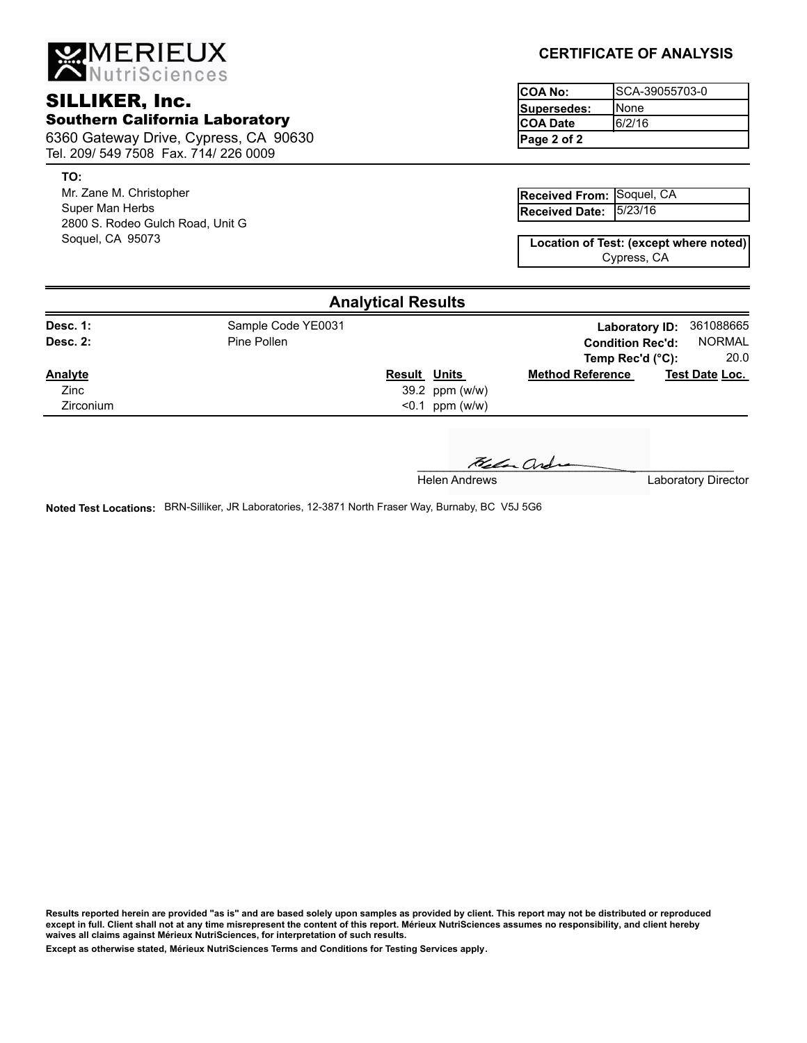# MERIEUX NutriSciences

## SILLIKER, Inc.

### Southern California Laboratory

6360 Gateway Drive, Cypress, CA 90630
Tel. 209/ 549 7508 Fax. 714/ 226 0009

## CERTIFICATE OF ANALYSIS

| | |
|---|---|
| **COA No:** | SCA-39055703-0 |
| **Supersedes:** | None |
| **COA Date** | 6/2/16 |
| **Page 2 of 2** | |

**TO:**
Mr. Zane M. Christopher
Super Man Herbs
2800 S. Rodeo Gulch Road, Unit G
Soquel, CA 95073

| | |
|---|---|
| **Received From:** | Soquel, CA |
| **Received Date:** | 5/23/16 |

**Location of Test: (except where noted)**
Cypress, CA

## Analytical Results

**Desc. 1:** Sample Code YE0031 — **Laboratory ID:** 361088665
**Desc. 2:** Pine Pollen — **Condition Rec'd:** NORMAL
**Temp Rec'd (°C):** 20.0

| Analyte | Result | Units | Method Reference | Test Date | Loc. |
|---|---|---|---|---|---|
| Zinc | 39.2 | ppm (w/w) | | | |
| Zirconium | <0.1 | ppm (w/w) | | | |

Helen Andrews — Laboratory Director

**Noted Test Locations:** BRN-Silliker, JR Laboratories, 12-3871 North Fraser Way, Burnaby, BC V5J 5G6

**Results reported herein are provided "as is" and are based solely upon samples as provided by client. This report may not be distributed or reproduced except in full. Client shall not at any time misrepresent the content of this report. Mérieux NutriSciences assumes no responsibility, and client hereby waives all claims against Mérieux NutriSciences, for interpretation of such results.**

**Except as otherwise stated, Mérieux NutriSciences Terms and Conditions for Testing Services apply.**